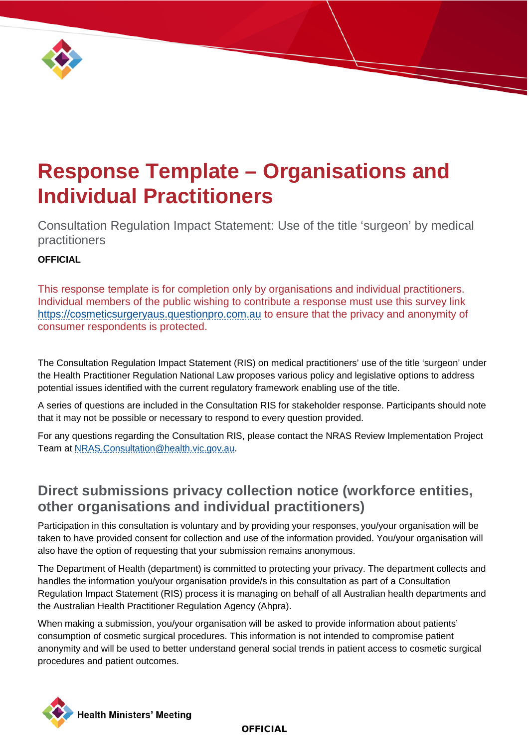# Response Template – Organisations and Individual Practitioners

Consultation Regulation Impact Statement: Use of the title 'surgeon' by medical practitioners

**OFFICIAL**

This response template is for completion only by organisations and individual practitioners. Individual members of the public wishing to contribute a response must use this survey link https://cosmeticsurgeryaus.questionpro.com.au to ensure that the privacy and anonymity of consumer respondents is protected.

The Consultation Regulation Impact Statement (RIS) on medical practitioners' use of the title 'surgeon' under the Health Practitioner Regulation National Law proposes various policy and legislative options to address potential issues identified with the current regulatory framework enabling use of the title.

A series of questions are included in the Consultation RIS for stakeholder response. Participants should note that it may not be possible or necessary to respond to every question provided.

For any questions regarding the Consultation RIS, please contact the NRAS Review Implementation Project Team at NRAS.Consultation@health.vic.gov.au.

## Direct submissions privacy collection notice (workforce entities, other organisations and individual practitioners)

Participation in this consultation is voluntary and by providing your responses, you/your organisation will be taken to have provided consent for collection and use of the information provided. You/your organisation will also have the option of requesting that your submission remains anonymous.

The Department of Health (department) is committed to protecting your privacy. The department collects and handles the information you/your organisation provide/s in this consultation as part of a Consultation Regulation Impact Statement (RIS) process it is managing on behalf of all Australian health departments and the Australian Health Practitioner Regulation Agency (Ahpra).

When making a submission, you/your organisation will be asked to provide information about patients' consumption of cosmetic surgical procedures. This information is not intended to compromise patient anonymity and will be used to better understand general social trends in patient access to cosmetic surgical procedures and patient outcomes.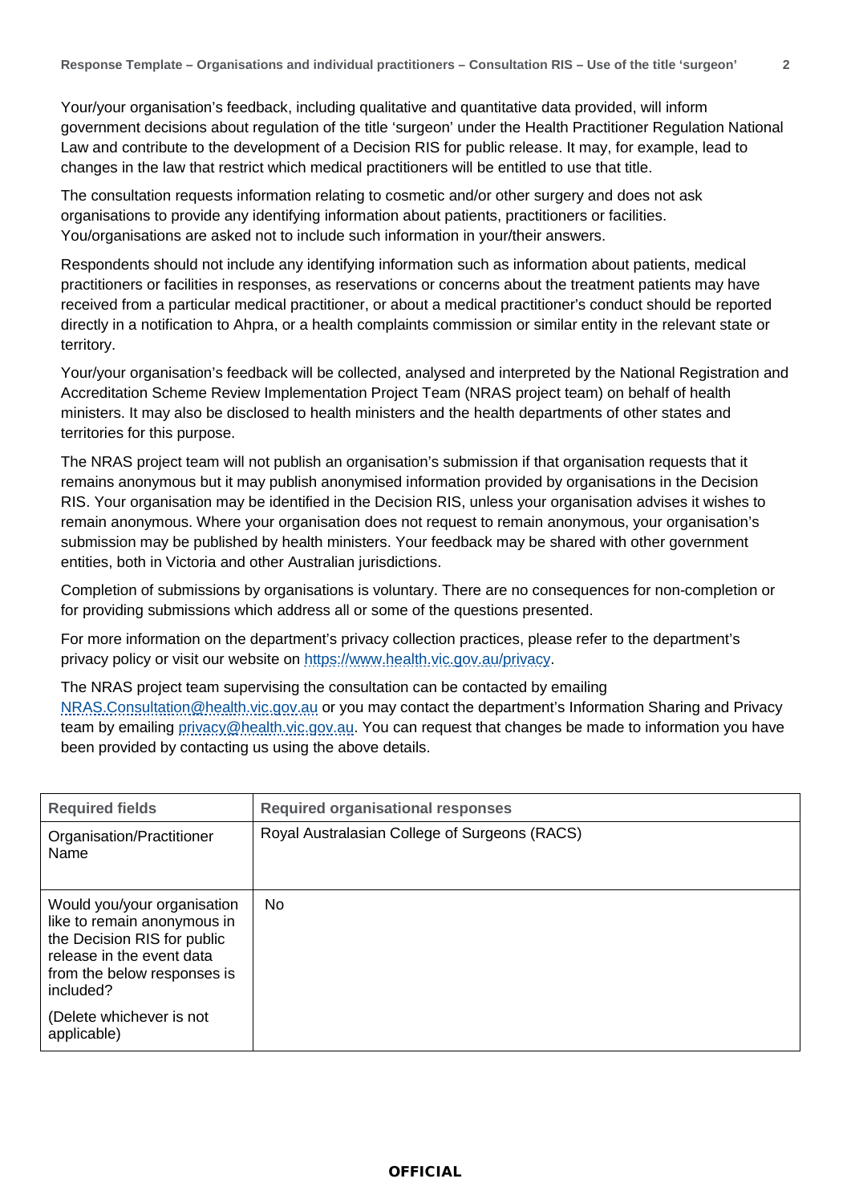Your/your organisation's feedback, including qualitative and quantitative data provided, will inform government decisions about regulation of the title 'surgeon' under the Health Practitioner Regulation National Law and contribute to the development of a Decision RIS for public release. It may, for example, lead to changes in the law that restrict which medical practitioners will be entitled to use that title.

The consultation requests information relating to cosmetic and/or other surgery and does not ask organisations to provide any identifying information about patients, practitioners or facilities. You/organisations are asked not to include such information in your/their answers.

Respondents should not include any identifying information such as information about patients, medical practitioners or facilities in responses, as reservations or concerns about the treatment patients may have received from a particular medical practitioner, or about a medical practitioner's conduct should be reported directly in a notification to Ahpra, or a health complaints commission or similar entity in the relevant state or territory.

Your/your organisation's feedback will be collected, analysed and interpreted by the National Registration and Accreditation Scheme Review Implementation Project Team (NRAS project team) on behalf of health ministers. It may also be disclosed to health ministers and the health departments of other states and territories for this purpose.

The NRAS project team will not publish an organisation's submission if that organisation requests that it remains anonymous but it may publish anonymised information provided by organisations in the Decision RIS. Your organisation may be identified in the Decision RIS, unless your organisation advises it wishes to remain anonymous. Where your organisation does not request to remain anonymous, your organisation's submission may be published by health ministers. Your feedback may be shared with other government entities, both in Victoria and other Australian jurisdictions.

Completion of submissions by organisations is voluntary. There are no consequences for non-completion or for providing submissions which address all or some of the questions presented.

For more information on the department's privacy collection practices, please refer to the department's privacy policy or visit our website on https://www.health.vic.gov.au/privacy.

The NRAS project team supervising the consultation can be contacted by emailing NRAS.Consultation@health.vic.gov.au or you may contact the department's Information Sharing and Privacy team by emailing privacy@health.vic.gov.au. You can request that changes be made to information you have been provided by contacting us using the above details.

| Required fields | Required organisational responses |
|---|---|
| Organisation/Practitioner Name | Royal Australasian College of Surgeons (RACS) |
| Would you/your organisation like to remain anonymous in the Decision RIS for public release in the event data from the below responses is included?<br><br>(Delete whichever is not applicable) | No |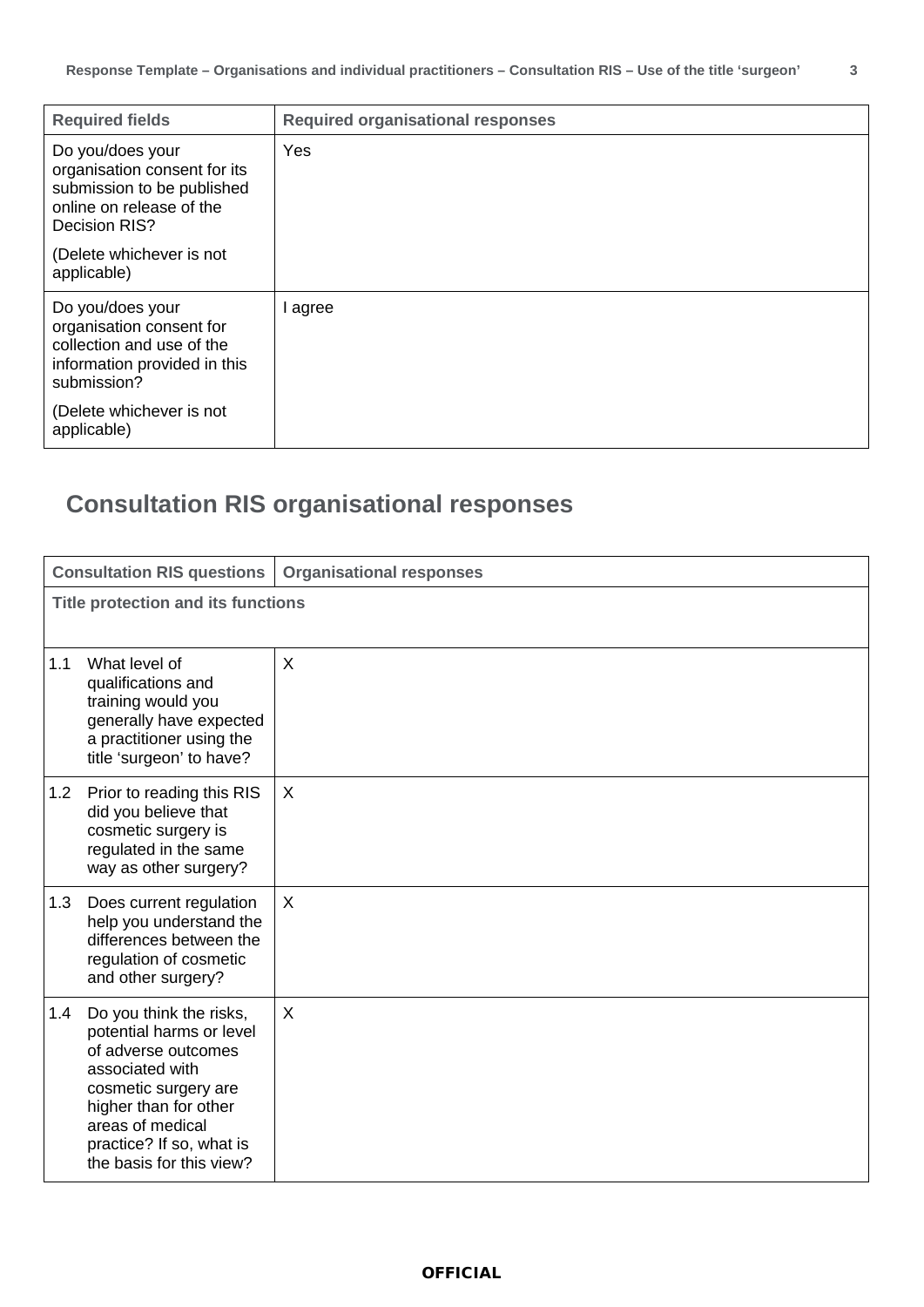| Required fields | Required organisational responses |
| --- | --- |
| Do you/does your organisation consent for its submission to be published online on release of the Decision RIS?<br><br>(Delete whichever is not applicable) | Yes |
| Do you/does your organisation consent for collection and use of the information provided in this submission?<br><br>(Delete whichever is not applicable) | I agree |

## Consultation RIS organisational responses

| Consultation RIS questions | Organisational responses |
| --- | --- |
| **Title protection and its functions** | |
| 1.1 What level of qualifications and training would you generally have expected a practitioner using the title 'surgeon' to have? | X |
| 1.2 Prior to reading this RIS did you believe that cosmetic surgery is regulated in the same way as other surgery? | X |
| 1.3 Does current regulation help you understand the differences between the regulation of cosmetic and other surgery? | X |
| 1.4 Do you think the risks, potential harms or level of adverse outcomes associated with cosmetic surgery are higher than for other areas of medical practice? If so, what is the basis for this view? | X |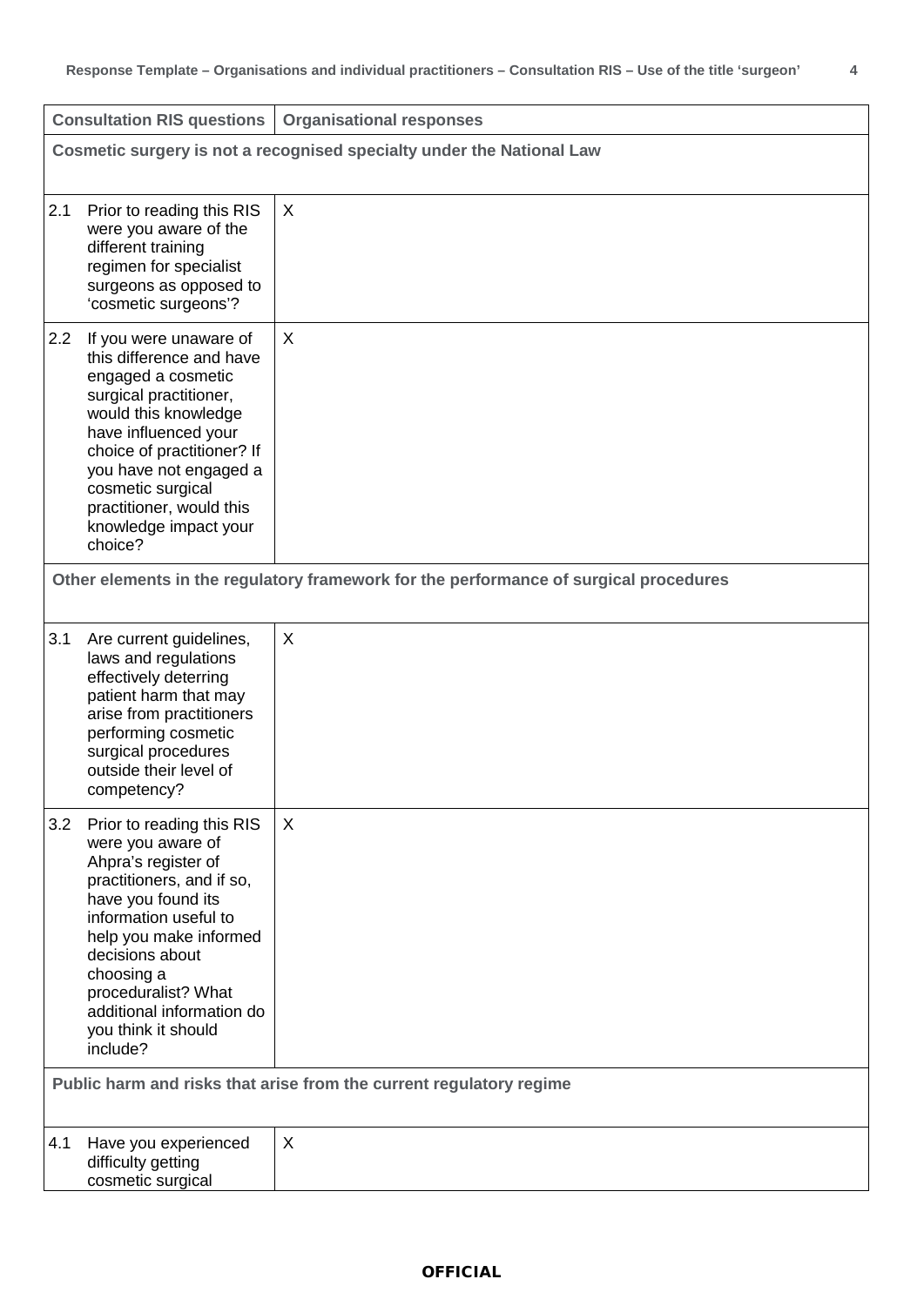| Consultation RIS questions | Organisational responses |
|---|---|
| **Cosmetic surgery is not a recognised specialty under the National Law** | |
| 2.1 Prior to reading this RIS were you aware of the different training regimen for specialist surgeons as opposed to 'cosmetic surgeons'? | X |
| 2.2 If you were unaware of this difference and have engaged a cosmetic surgical practitioner, would this knowledge have influenced your choice of practitioner? If you have not engaged a cosmetic surgical practitioner, would this knowledge impact your choice? | X |
| **Other elements in the regulatory framework for the performance of surgical procedures** | |
| 3.1 Are current guidelines, laws and regulations effectively deterring patient harm that may arise from practitioners performing cosmetic surgical procedures outside their level of competency? | X |
| 3.2 Prior to reading this RIS were you aware of Ahpra's register of practitioners, and if so, have you found its information useful to help you make informed decisions about choosing a proceduralist? What additional information do you think it should include? | X |
| **Public harm and risks that arise from the current regulatory regime** | |
| 4.1 Have you experienced difficulty getting cosmetic surgical | X |

**OFFICIAL**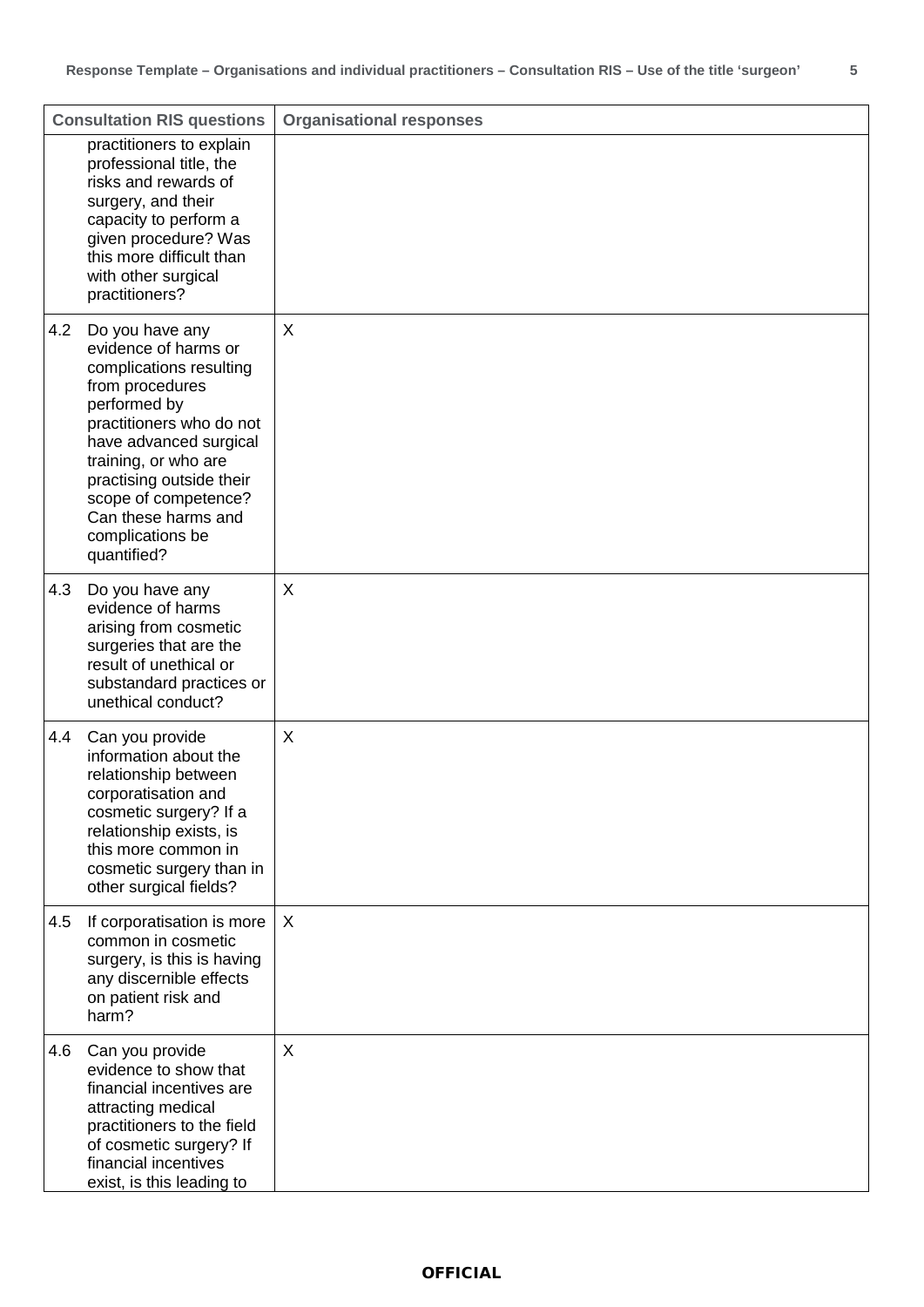| Consultation RIS questions | Organisational responses |
|---|---|
| practitioners to explain professional title, the risks and rewards of surgery, and their capacity to perform a given procedure? Was this more difficult than with other surgical practitioners? | |
| 4.2 Do you have any evidence of harms or complications resulting from procedures performed by practitioners who do not have advanced surgical training, or who are practising outside their scope of competence? Can these harms and complications be quantified? | X |
| 4.3 Do you have any evidence of harms arising from cosmetic surgeries that are the result of unethical or substandard practices or unethical conduct? | X |
| 4.4 Can you provide information about the relationship between corporatisation and cosmetic surgery? If a relationship exists, is this more common in cosmetic surgery than in other surgical fields? | X |
| 4.5 If corporatisation is more common in cosmetic surgery, is this is having any discernible effects on patient risk and harm? | X |
| 4.6 Can you provide evidence to show that financial incentives are attracting medical practitioners to the field of cosmetic surgery? If financial incentives exist, is this leading to | X |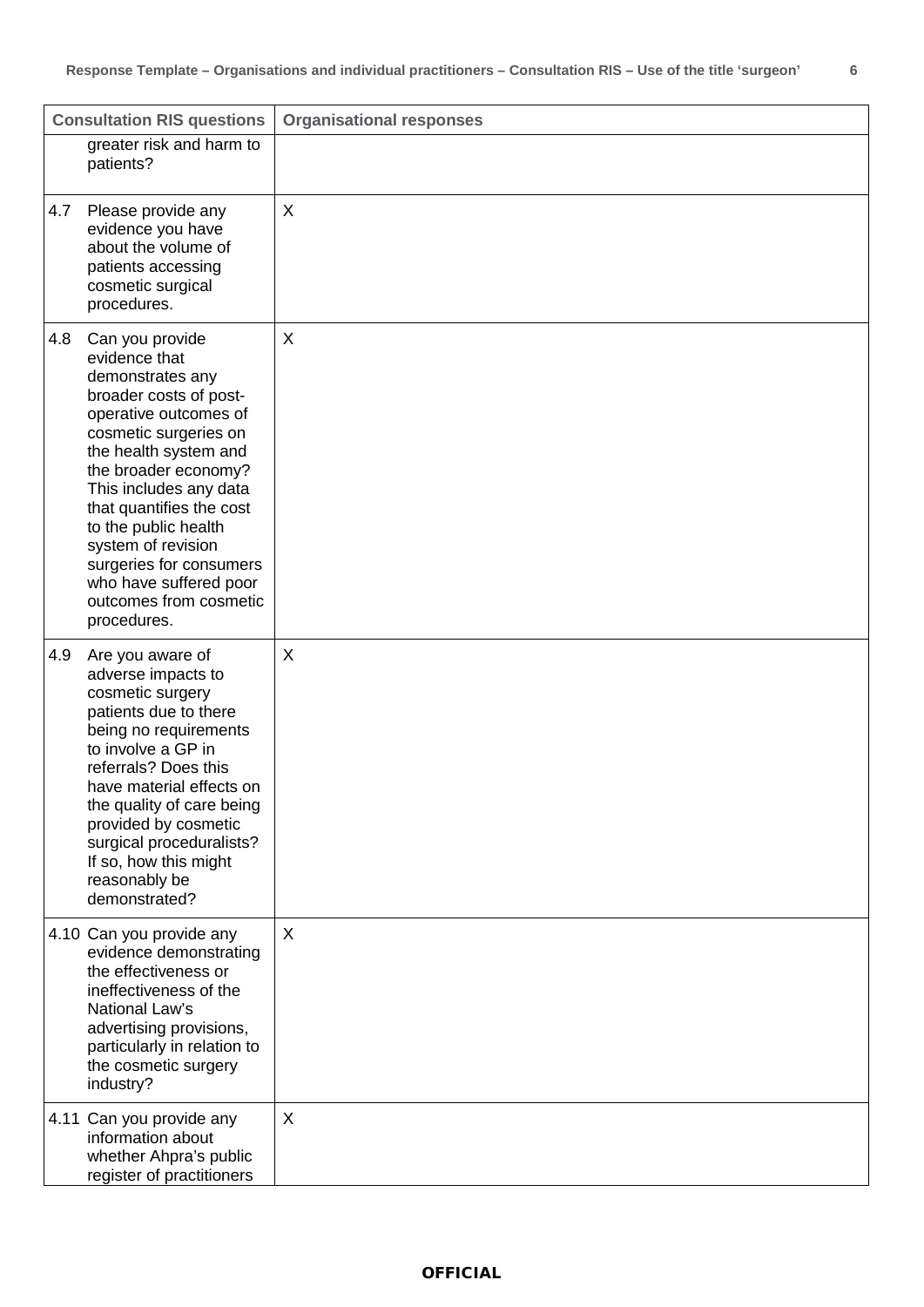| Consultation RIS questions | Organisational responses |
| --- | --- |
| greater risk and harm to patients? | |
| 4.7 Please provide any evidence you have about the volume of patients accessing cosmetic surgical procedures. | X |
| 4.8 Can you provide evidence that demonstrates any broader costs of post-operative outcomes of cosmetic surgeries on the health system and the broader economy? This includes any data that quantifies the cost to the public health system of revision surgeries for consumers who have suffered poor outcomes from cosmetic procedures. | X |
| 4.9 Are you aware of adverse impacts to cosmetic surgery patients due to there being no requirements to involve a GP in referrals? Does this have material effects on the quality of care being provided by cosmetic surgical proceduralists? If so, how this might reasonably be demonstrated? | X |
| 4.10 Can you provide any evidence demonstrating the effectiveness or ineffectiveness of the National Law's advertising provisions, particularly in relation to the cosmetic surgery industry? | X |
| 4.11 Can you provide any information about whether Ahpra's public register of practitioners | X |

**OFFICIAL**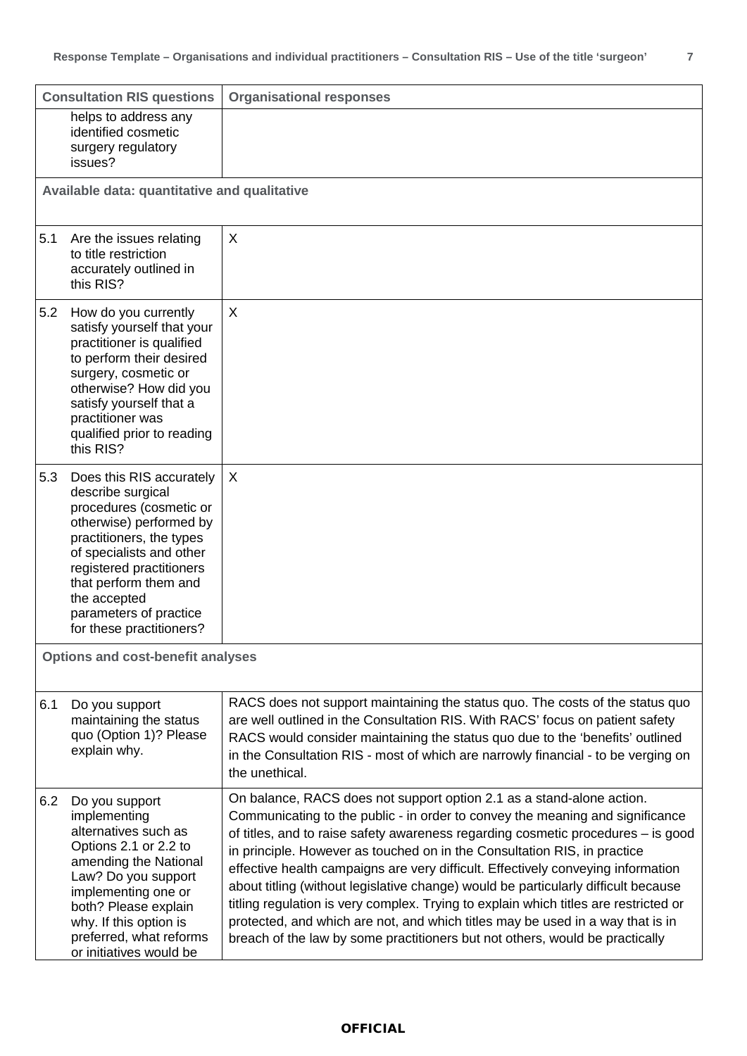| Consultation RIS questions | Organisational responses |
|---|---|
| helps to address any identified cosmetic surgery regulatory issues? | |
| **Available data: quantitative and qualitative** | |
| 5.1 Are the issues relating to title restriction accurately outlined in this RIS? | X |
| 5.2 How do you currently satisfy yourself that your practitioner is qualified to perform their desired surgery, cosmetic or otherwise? How did you satisfy yourself that a practitioner was qualified prior to reading this RIS? | X |
| 5.3 Does this RIS accurately describe surgical procedures (cosmetic or otherwise) performed by practitioners, the types of specialists and other registered practitioners that perform them and the accepted parameters of practice for these practitioners? | X |
| **Options and cost-benefit analyses** | |
| 6.1 Do you support maintaining the status quo (Option 1)? Please explain why. | RACS does not support maintaining the status quo. The costs of the status quo are well outlined in the Consultation RIS. With RACS' focus on patient safety RACS would consider maintaining the status quo due to the 'benefits' outlined in the Consultation RIS - most of which are narrowly financial - to be verging on the unethical. |
| 6.2 Do you support implementing alternatives such as Options 2.1 or 2.2 to amending the National Law? Do you support implementing one or both? Please explain why. If this option is preferred, what reforms or initiatives would be | On balance, RACS does not support option 2.1 as a stand-alone action. Communicating to the public - in order to convey the meaning and significance of titles, and to raise safety awareness regarding cosmetic procedures – is good in principle. However as touched on in the Consultation RIS, in practice effective health campaigns are very difficult. Effectively conveying information about titling (without legislative change) would be particularly difficult because titling regulation is very complex. Trying to explain which titles are restricted or protected, and which are not, and which titles may be used in a way that is in breach of the law by some practitioners but not others, would be practically |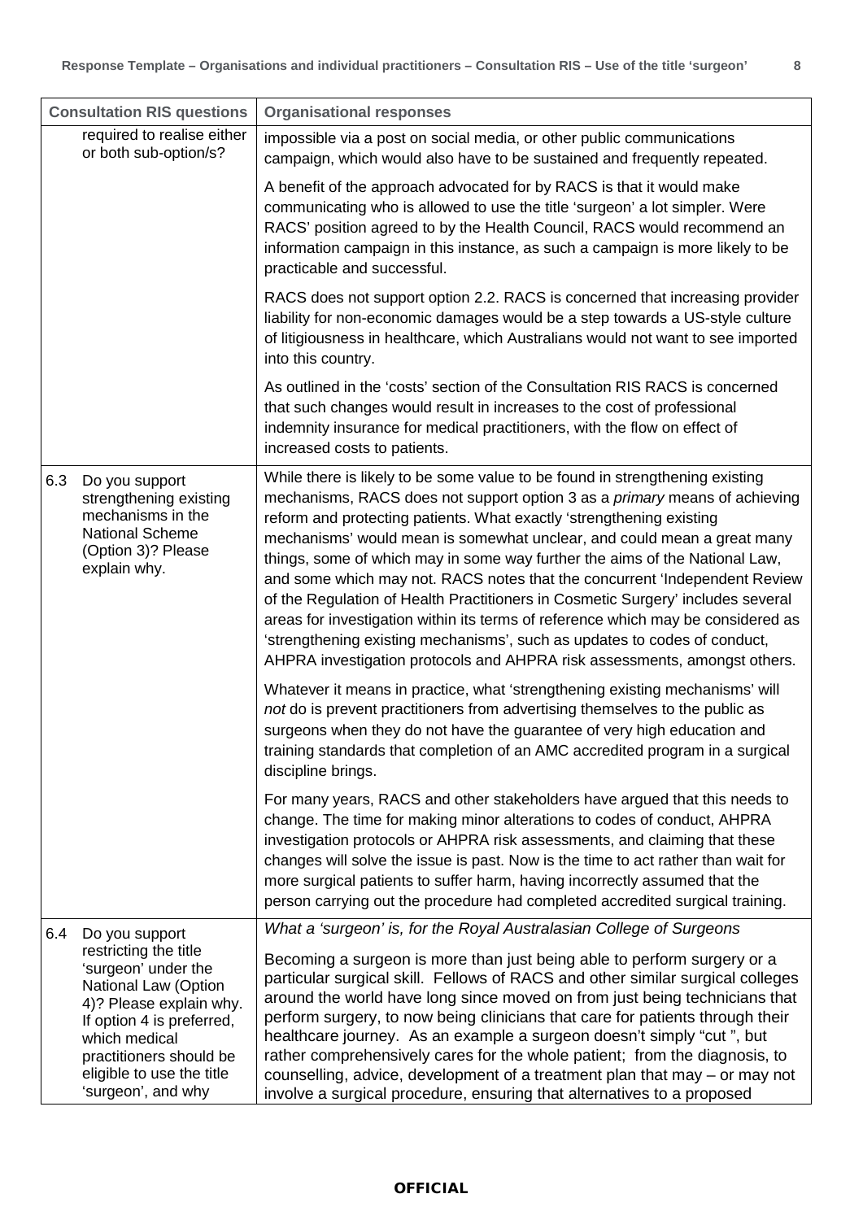| Consultation RIS questions | Organisational responses |
|---|---|
| required to realise either or both sub-option/s? | impossible via a post on social media, or other public communications campaign, which would also have to be sustained and frequently repeated.<br><br>A benefit of the approach advocated for by RACS is that it would make communicating who is allowed to use the title 'surgeon' a lot simpler. Were RACS' position agreed to by the Health Council, RACS would recommend an information campaign in this instance, as such a campaign is more likely to be practicable and successful.<br><br>RACS does not support option 2.2. RACS is concerned that increasing provider liability for non-economic damages would be a step towards a US-style culture of litigiousness in healthcare, which Australians would not want to see imported into this country.<br><br>As outlined in the 'costs' section of the Consultation RIS RACS is concerned that such changes would result in increases to the cost of professional indemnity insurance for medical practitioners, with the flow on effect of increased costs to patients. |
| 6.3 Do you support strengthening existing mechanisms in the National Scheme (Option 3)? Please explain why. | While there is likely to be some value to be found in strengthening existing mechanisms, RACS does not support option 3 as a *primary* means of achieving reform and protecting patients. What exactly 'strengthening existing mechanisms' would mean is somewhat unclear, and could mean a great many things, some of which may in some way further the aims of the National Law, and some which may not. RACS notes that the concurrent 'Independent Review of the Regulation of Health Practitioners in Cosmetic Surgery' includes several areas for investigation within its terms of reference which may be considered as 'strengthening existing mechanisms', such as updates to codes of conduct, AHPRA investigation protocols and AHPRA risk assessments, amongst others.<br><br>Whatever it means in practice, what 'strengthening existing mechanisms' will *not* do is prevent practitioners from advertising themselves to the public as surgeons when they do not have the guarantee of very high education and training standards that completion of an AMC accredited program in a surgical discipline brings.<br><br>For many years, RACS and other stakeholders have argued that this needs to change. The time for making minor alterations to codes of conduct, AHPRA investigation protocols or AHPRA risk assessments, and claiming that these changes will solve the issue is past. Now is the time to act rather than wait for more surgical patients to suffer harm, having incorrectly assumed that the person carrying out the procedure had completed accredited surgical training. |
| 6.4 Do you support restricting the title 'surgeon' under the National Law (Option 4)? Please explain why. If option 4 is preferred, which medical practitioners should be eligible to use the title 'surgeon', and why | *What a 'surgeon' is, for the Royal Australasian College of Surgeons*<br><br>Becoming a surgeon is more than just being able to perform surgery or a particular surgical skill. Fellows of RACS and other similar surgical colleges around the world have long since moved on from just being technicians that perform surgery, to now being clinicians that care for patients through their healthcare journey. As an example a surgeon doesn't simply "cut ", but rather comprehensively cares for the whole patient; from the diagnosis, to counselling, advice, development of a treatment plan that may – or may not involve a surgical procedure, ensuring that alternatives to a proposed |

**OFFICIAL**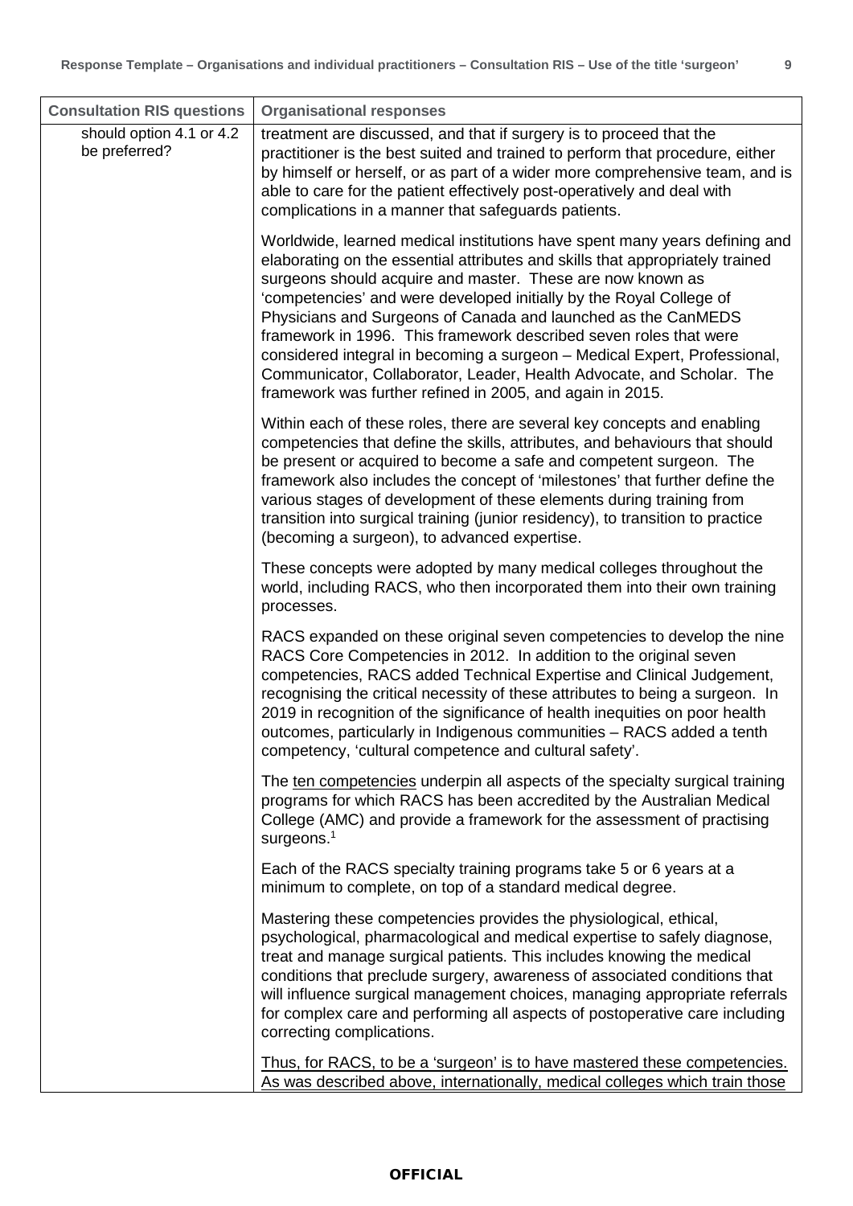| Consultation RIS questions | Organisational responses |
| --- | --- |
| should option 4.1 or 4.2 be preferred? | treatment are discussed, and that if surgery is to proceed that the practitioner is the best suited and trained to perform that procedure, either by himself or herself, or as part of a wider more comprehensive team, and is able to care for the patient effectively post-operatively and deal with complications in a manner that safeguards patients.<br><br>Worldwide, learned medical institutions have spent many years defining and elaborating on the essential attributes and skills that appropriately trained surgeons should acquire and master. These are now known as 'competencies' and were developed initially by the Royal College of Physicians and Surgeons of Canada and launched as the CanMEDS framework in 1996. This framework described seven roles that were considered integral in becoming a surgeon – Medical Expert, Professional, Communicator, Collaborator, Leader, Health Advocate, and Scholar. The framework was further refined in 2005, and again in 2015.<br><br>Within each of these roles, there are several key concepts and enabling competencies that define the skills, attributes, and behaviours that should be present or acquired to become a safe and competent surgeon. The framework also includes the concept of 'milestones' that further define the various stages of development of these elements during training from transition into surgical training (junior residency), to transition to practice (becoming a surgeon), to advanced expertise.<br><br>These concepts were adopted by many medical colleges throughout the world, including RACS, who then incorporated them into their own training processes.<br><br>RACS expanded on these original seven competencies to develop the nine RACS Core Competencies in 2012. In addition to the original seven competencies, RACS added Technical Expertise and Clinical Judgement, recognising the critical necessity of these attributes to being a surgeon. In 2019 in recognition of the significance of health inequities on poor health outcomes, particularly in Indigenous communities – RACS added a tenth competency, 'cultural competence and cultural safety'.<br><br>The <u>ten competencies</u> underpin all aspects of the specialty surgical training programs for which RACS has been accredited by the Australian Medical College (AMC) and provide a framework for the assessment of practising surgeons.[1]<br><br>Each of the RACS specialty training programs take 5 or 6 years at a minimum to complete, on top of a standard medical degree.<br><br>Mastering these competencies provides the physiological, ethical, psychological, pharmacological and medical expertise to safely diagnose, treat and manage surgical patients. This includes knowing the medical conditions that preclude surgery, awareness of associated conditions that will influence surgical management choices, managing appropriate referrals for complex care and performing all aspects of postoperative care including correcting complications.<br><br><u>Thus, for RACS, to be a 'surgeon' is to have mastered these competencies. As was described above, internationally, medical colleges which train those</u> |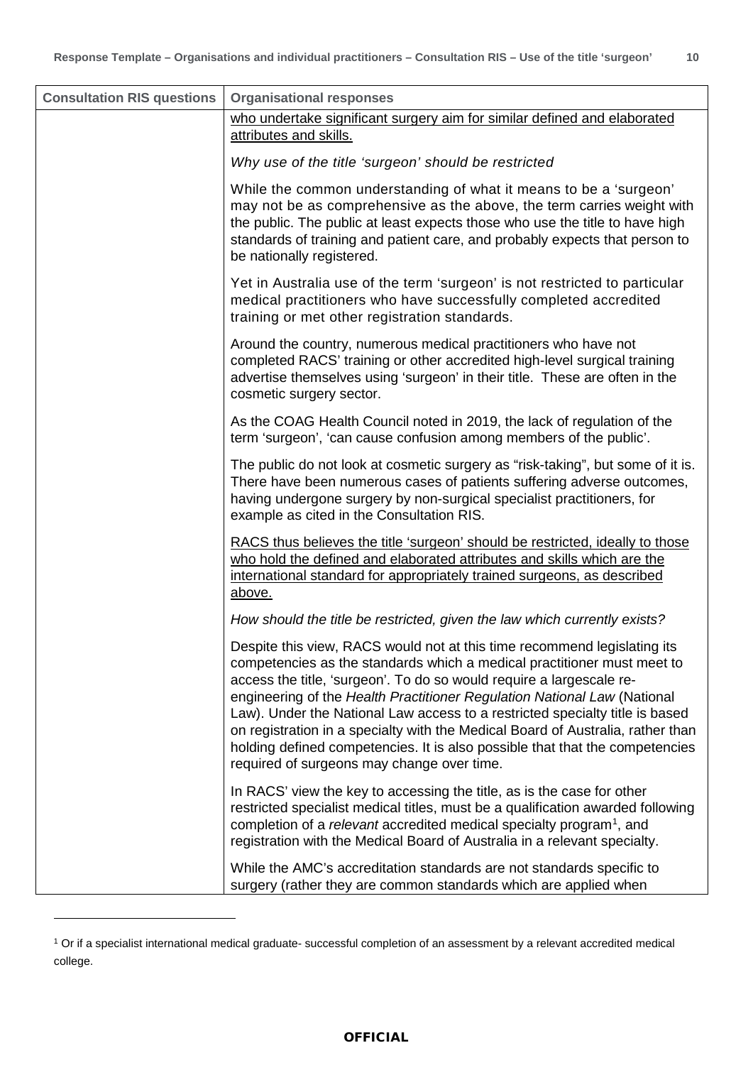| Consultation RIS questions | Organisational responses |
|---|---|
| | <u>who undertake significant surgery aim for similar defined and elaborated attributes and skills.</u><br><br>*Why use of the title 'surgeon' should be restricted*<br><br>While the common understanding of what it means to be a 'surgeon' may not be as comprehensive as the above, the term carries weight with the public. The public at least expects those who use the title to have high standards of training and patient care, and probably expects that person to be nationally registered.<br><br>Yet in Australia use of the term 'surgeon' is not restricted to particular medical practitioners who have successfully completed accredited training or met other registration standards.<br><br>Around the country, numerous medical practitioners who have not completed RACS' training or other accredited high-level surgical training advertise themselves using 'surgeon' in their title. These are often in the cosmetic surgery sector.<br><br>As the COAG Health Council noted in 2019, the lack of regulation of the term 'surgeon', 'can cause confusion among members of the public'.<br><br>The public do not look at cosmetic surgery as "risk-taking", but some of it is. There have been numerous cases of patients suffering adverse outcomes, having undergone surgery by non-surgical specialist practitioners, for example as cited in the Consultation RIS.<br><br><u>RACS thus believes the title 'surgeon' should be restricted, ideally to those who hold the defined and elaborated attributes and skills which are the international standard for appropriately trained surgeons, as described above.</u><br><br>*How should the title be restricted, given the law which currently exists?*<br><br>Despite this view, RACS would not at this time recommend legislating its competencies as the standards which a medical practitioner must meet to access the title, 'surgeon'. To do so would require a largescale re-engineering of the *Health Practitioner Regulation National Law* (National Law). Under the National Law access to a restricted specialty title is based on registration in a specialty with the Medical Board of Australia, rather than holding defined competencies. It is also possible that that the competencies required of surgeons may change over time.<br><br>In RACS' view the key to accessing the title, as is the case for other restricted specialist medical titles, must be a qualification awarded following completion of a *relevant* accredited medical specialty program[1], and registration with the Medical Board of Australia in a relevant specialty.<br><br>While the AMC's accreditation standards are not standards specific to surgery (rather they are common standards which are applied when |

[1] Or if a specialist international medical graduate- successful completion of an assessment by a relevant accredited medical college.

OFFICIAL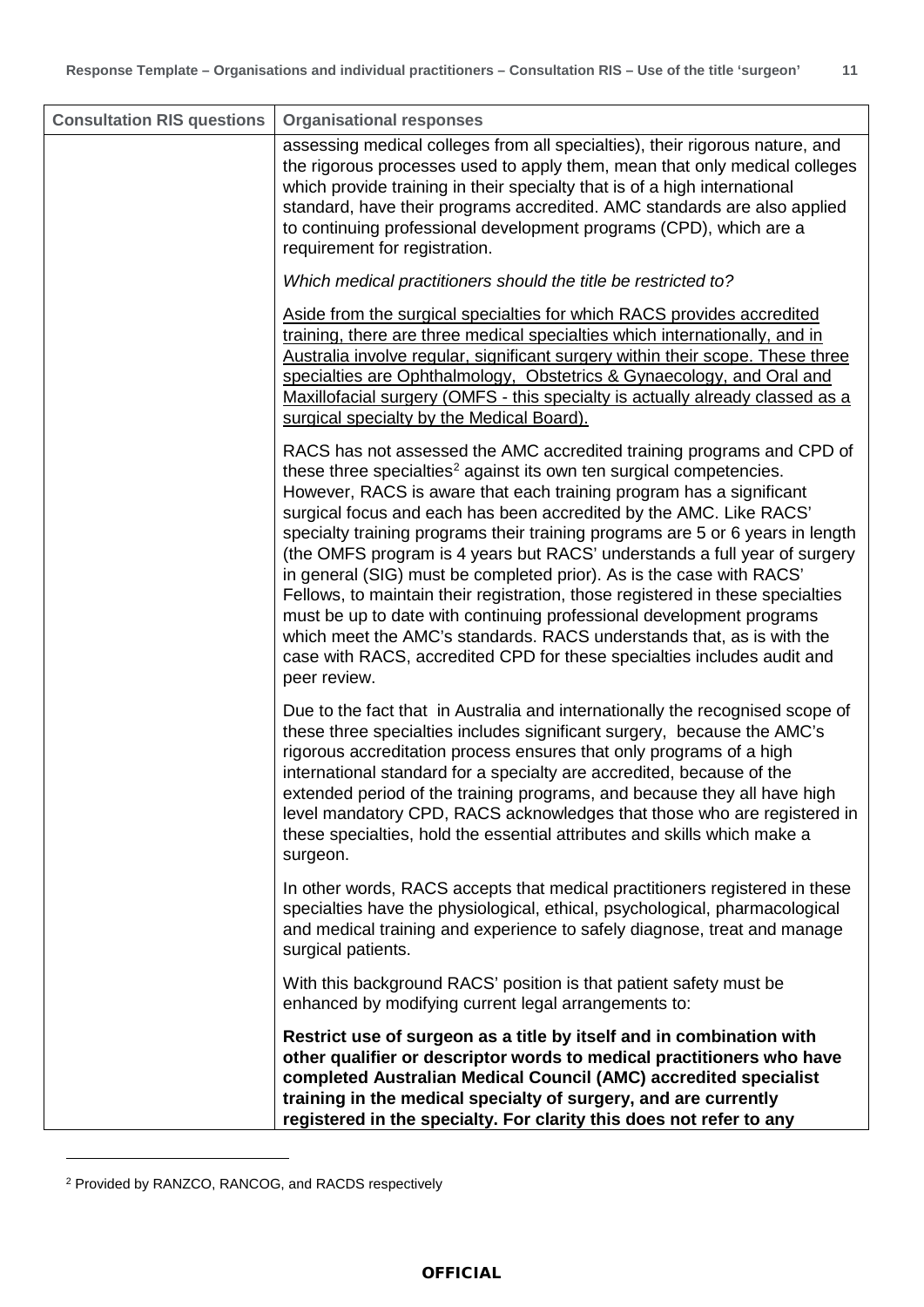| Consultation RIS questions | Organisational responses |
|---|---|
| | assessing medical colleges from all specialties), their rigorous nature, and the rigorous processes used to apply them, mean that only medical colleges which provide training in their specialty that is of a high international standard, have their programs accredited. AMC standards are also applied to continuing professional development programs (CPD), which are a requirement for registration.<br><br>*Which medical practitioners should the title be restricted to?*<br><br><u>Aside from the surgical specialties for which RACS provides accredited training, there are three medical specialties which internationally, and in Australia involve regular, significant surgery within their scope. These three specialties are Ophthalmology, Obstetrics & Gynaecology, and Oral and Maxillofacial surgery (OMFS - this specialty is actually already classed as a surgical specialty by the Medical Board).</u><br><br>RACS has not assessed the AMC accredited training programs and CPD of these three specialties[2] against its own ten surgical competencies. However, RACS is aware that each training program has a significant surgical focus and each has been accredited by the AMC. Like RACS' specialty training programs their training programs are 5 or 6 years in length (the OMFS program is 4 years but RACS' understands a full year of surgery in general (SIG) must be completed prior). As is the case with RACS' Fellows, to maintain their registration, those registered in these specialties must be up to date with continuing professional development programs which meet the AMC's standards. RACS understands that, as is with the case with RACS, accredited CPD for these specialties includes audit and peer review.<br><br>Due to the fact that in Australia and internationally the recognised scope of these three specialties includes significant surgery, because the AMC's rigorous accreditation process ensures that only programs of a high international standard for a specialty are accredited, because of the extended period of the training programs, and because they all have high level mandatory CPD, RACS acknowledges that those who are registered in these specialties, hold the essential attributes and skills which make a surgeon.<br><br>In other words, RACS accepts that medical practitioners registered in these specialties have the physiological, ethical, psychological, pharmacological and medical training and experience to safely diagnose, treat and manage surgical patients.<br><br>With this background RACS' position is that patient safety must be enhanced by modifying current legal arrangements to:<br><br>**Restrict use of surgeon as a title by itself and in combination with other qualifier or descriptor words to medical practitioners who have completed Australian Medical Council (AMC) accredited specialist training in the medical specialty of surgery, and are currently registered in the specialty. For clarity this does not refer to any** |

[2] Provided by RANZCO, RANCOG, and RACDS respectively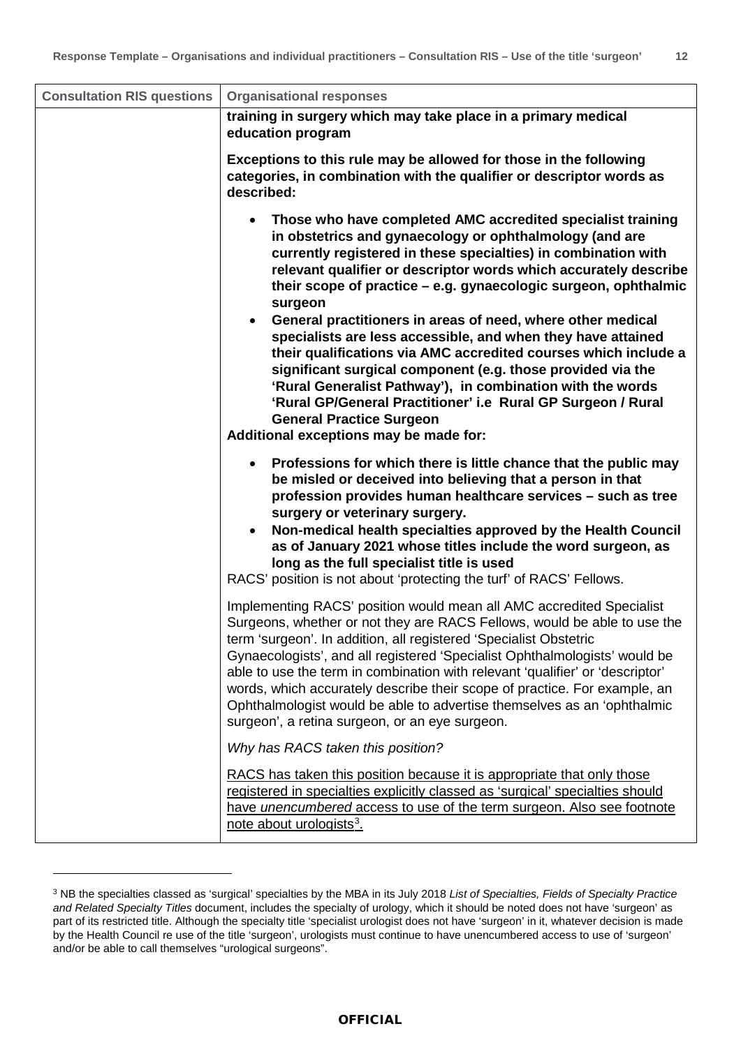| Consultation RIS questions | Organisational responses |
|---|---|
| | **training in surgery which may take place in a primary medical education program**<br><br>**Exceptions to this rule may be allowed for those in the following categories, in combination with the qualifier or descriptor words as described:**<br><br>• **Those who have completed AMC accredited specialist training in obstetrics and gynaecology or ophthalmology (and are currently registered in these specialties) in combination with relevant qualifier or descriptor words which accurately describe their scope of practice – e.g. gynaecologic surgeon, ophthalmic surgeon**<br>• **General practitioners in areas of need, where other medical specialists are less accessible, and when they have attained their qualifications via AMC accredited courses which include a significant surgical component (e.g. those provided via the 'Rural Generalist Pathway'), in combination with the words 'Rural GP/General Practitioner' i.e Rural GP Surgeon / Rural General Practice Surgeon**<br><br>**Additional exceptions may be made for:**<br><br>• **Professions for which there is little chance that the public may be misled or deceived into believing that a person in that profession provides human healthcare services – such as tree surgery or veterinary surgery.**<br>• **Non-medical health specialties approved by the Health Council as of January 2021 whose titles include the word surgeon, as long as the full specialist title is used**<br><br>RACS' position is not about 'protecting the turf' of RACS' Fellows.<br><br>Implementing RACS' position would mean all AMC accredited Specialist Surgeons, whether or not they are RACS Fellows, would be able to use the term 'surgeon'. In addition, all registered 'Specialist Obstetric Gynaecologists', and all registered 'Specialist Ophthalmologists' would be able to use the term in combination with relevant 'qualifier' or 'descriptor' words, which accurately describe their scope of practice. For example, an Ophthalmologist would be able to advertise themselves as an 'ophthalmic surgeon', a retina surgeon, or an eye surgeon.<br><br>*Why has RACS taken this position?*<br><br><u>RACS has taken this position because it is appropriate that only those registered in specialties explicitly classed as 'surgical' specialties should have *unencumbered* access to use of the term surgeon. Also see footnote note about urologists[3].</u> |

[3] NB the specialties classed as 'surgical' specialties by the MBA in its July 2018 *List of Specialties, Fields of Specialty Practice and Related Specialty Titles* document, includes the specialty of urology, which it should be noted does not have 'surgeon' as part of its restricted title. Although the specialty title 'specialist urologist does not have 'surgeon' in it, whatever decision is made by the Health Council re use of the title 'surgeon', urologists must continue to have unencumbered access to use of 'surgeon' and/or be able to call themselves "urological surgeons".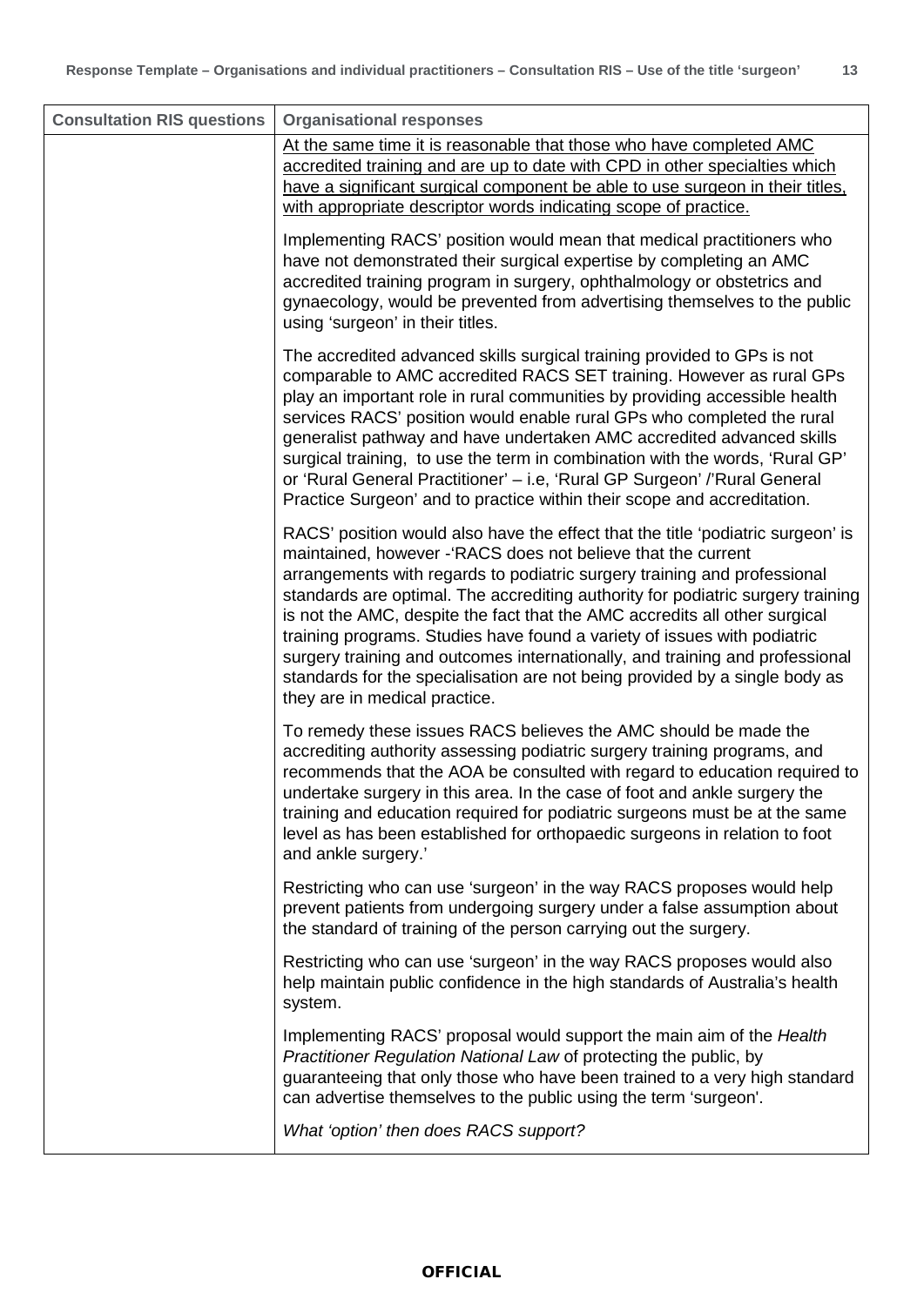| Consultation RIS questions | Organisational responses |
| --- | --- |
| | <u>At the same time it is reasonable that those who have completed AMC accredited training and are up to date with CPD in other specialties which have a significant surgical component be able to use surgeon in their titles, with appropriate descriptor words indicating scope of practice.</u><br><br>Implementing RACS' position would mean that medical practitioners who have not demonstrated their surgical expertise by completing an AMC accredited training program in surgery, ophthalmology or obstetrics and gynaecology, would be prevented from advertising themselves to the public using 'surgeon' in their titles.<br><br>The accredited advanced skills surgical training provided to GPs is not comparable to AMC accredited RACS SET training. However as rural GPs play an important role in rural communities by providing accessible health services RACS' position would enable rural GPs who completed the rural generalist pathway and have undertaken AMC accredited advanced skills surgical training, to use the term in combination with the words, 'Rural GP' or 'Rural General Practitioner' – i.e, 'Rural GP Surgeon' /'Rural General Practice Surgeon' and to practice within their scope and accreditation.<br><br>RACS' position would also have the effect that the title 'podiatric surgeon' is maintained, however -'RACS does not believe that the current arrangements with regards to podiatric surgery training and professional standards are optimal. The accrediting authority for podiatric surgery training is not the AMC, despite the fact that the AMC accredits all other surgical training programs. Studies have found a variety of issues with podiatric surgery training and outcomes internationally, and training and professional standards for the specialisation are not being provided by a single body as they are in medical practice.<br><br>To remedy these issues RACS believes the AMC should be made the accrediting authority assessing podiatric surgery training programs, and recommends that the AOA be consulted with regard to education required to undertake surgery in this area. In the case of foot and ankle surgery the training and education required for podiatric surgeons must be at the same level as has been established for orthopaedic surgeons in relation to foot and ankle surgery.'<br><br>Restricting who can use 'surgeon' in the way RACS proposes would help prevent patients from undergoing surgery under a false assumption about the standard of training of the person carrying out the surgery.<br><br>Restricting who can use 'surgeon' in the way RACS proposes would also help maintain public confidence in the high standards of Australia's health system.<br><br>Implementing RACS' proposal would support the main aim of the *Health Practitioner Regulation National Law* of protecting the public, by guaranteeing that only those who have been trained to a very high standard can advertise themselves to the public using the term 'surgeon'.<br><br>*What 'option' then does RACS support?* |

**OFFICIAL**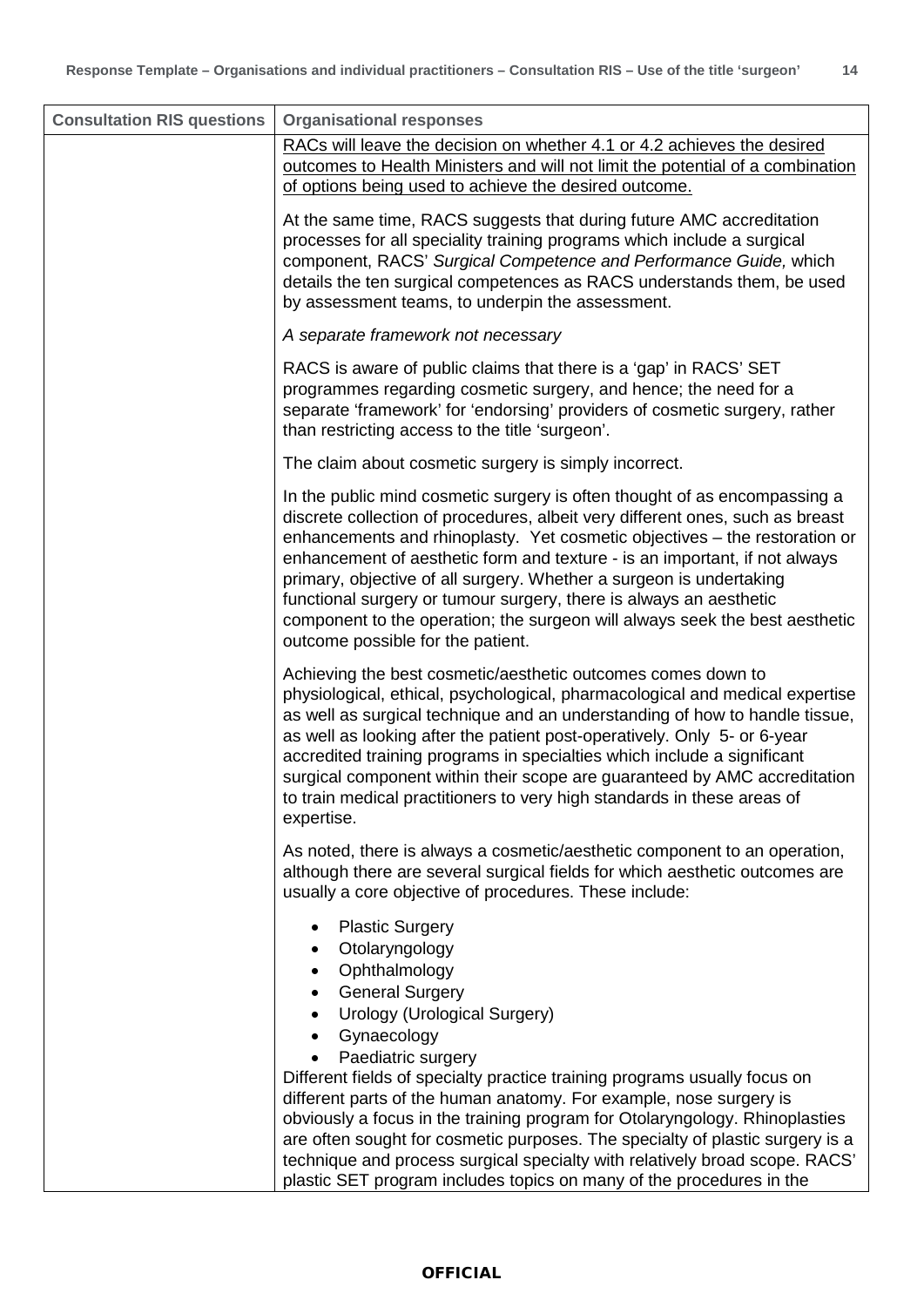| Consultation RIS questions | Organisational responses |
| --- | --- |
| | RACs will leave the decision on whether 4.1 or 4.2 achieves the desired outcomes to Health Ministers and will not limit the potential of a combination of options being used to achieve the desired outcome.<br><br>At the same time, RACS suggests that during future AMC accreditation processes for all speciality training programs which include a surgical component, RACS' *Surgical Competence and Performance Guide,* which details the ten surgical competences as RACS understands them, be used by assessment teams, to underpin the assessment.<br><br>*A separate framework not necessary*<br><br>RACS is aware of public claims that there is a 'gap' in RACS' SET programmes regarding cosmetic surgery, and hence; the need for a separate 'framework' for 'endorsing' providers of cosmetic surgery, rather than restricting access to the title 'surgeon'.<br><br>The claim about cosmetic surgery is simply incorrect.<br><br>In the public mind cosmetic surgery is often thought of as encompassing a discrete collection of procedures, albeit very different ones, such as breast enhancements and rhinoplasty. Yet cosmetic objectives – the restoration or enhancement of aesthetic form and texture - is an important, if not always primary, objective of all surgery. Whether a surgeon is undertaking functional surgery or tumour surgery, there is always an aesthetic component to the operation; the surgeon will always seek the best aesthetic outcome possible for the patient.<br><br>Achieving the best cosmetic/aesthetic outcomes comes down to physiological, ethical, psychological, pharmacological and medical expertise as well as surgical technique and an understanding of how to handle tissue, as well as looking after the patient post-operatively. Only 5- or 6-year accredited training programs in specialties which include a significant surgical component within their scope are guaranteed by AMC accreditation to train medical practitioners to very high standards in these areas of expertise.<br><br>As noted, there is always a cosmetic/aesthetic component to an operation, although there are several surgical fields for which aesthetic outcomes are usually a core objective of procedures. These include:<br><br>• Plastic Surgery<br>• Otolaryngology<br>• Ophthalmology<br>• General Surgery<br>• Urology (Urological Surgery)<br>• Gynaecology<br>• Paediatric surgery<br><br>Different fields of specialty practice training programs usually focus on different parts of the human anatomy. For example, nose surgery is obviously a focus in the training program for Otolaryngology. Rhinoplasties are often sought for cosmetic purposes. The specialty of plastic surgery is a technique and process surgical specialty with relatively broad scope. RACS' plastic SET program includes topics on many of the procedures in the |

OFFICIAL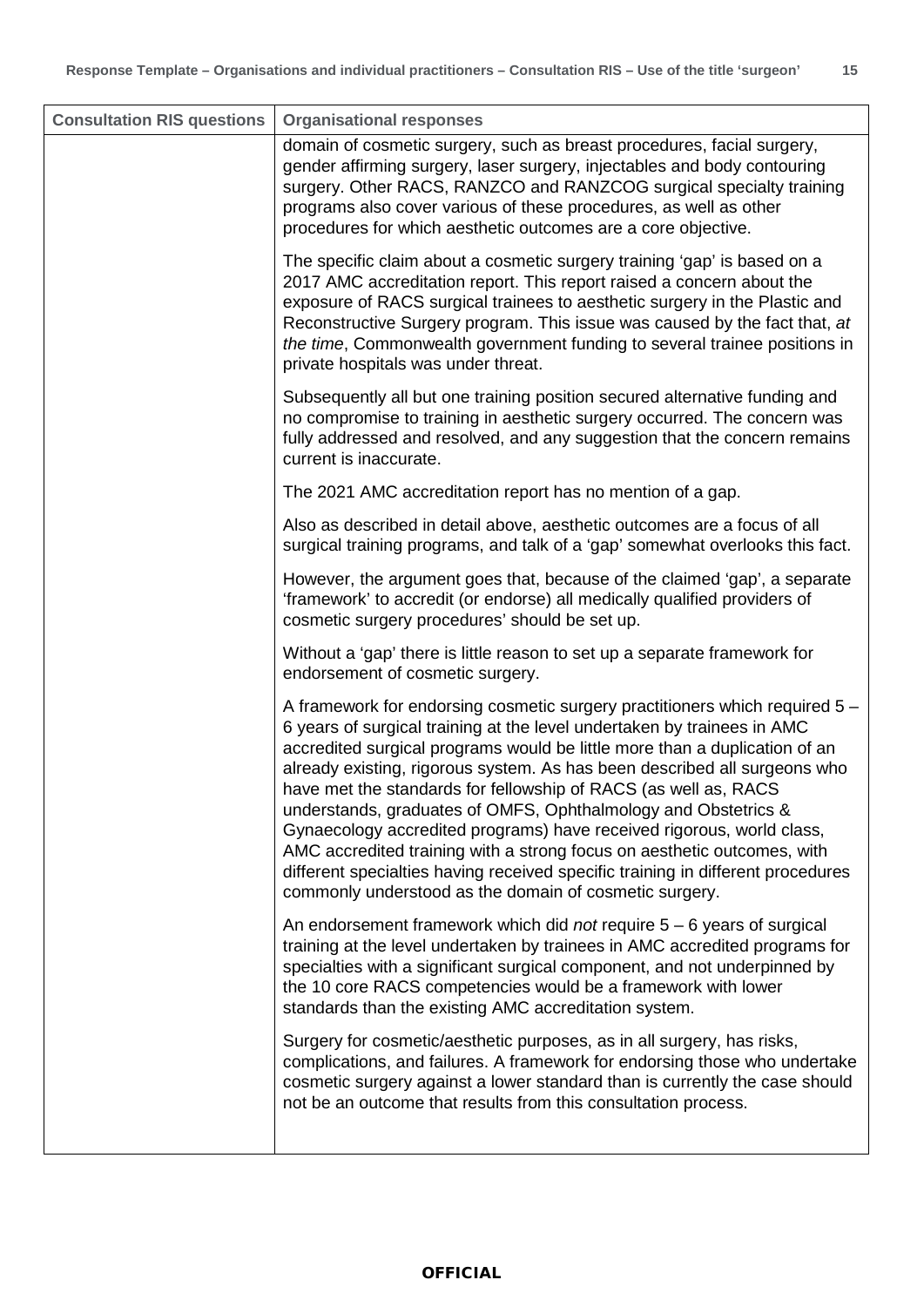| Consultation RIS questions | Organisational responses |
|---|---|
| | domain of cosmetic surgery, such as breast procedures, facial surgery, gender affirming surgery, laser surgery, injectables and body contouring surgery. Other RACS, RANZCO and RANZCOG surgical specialty training programs also cover various of these procedures, as well as other procedures for which aesthetic outcomes are a core objective.<br><br>The specific claim about a cosmetic surgery training 'gap' is based on a 2017 AMC accreditation report. This report raised a concern about the exposure of RACS surgical trainees to aesthetic surgery in the Plastic and Reconstructive Surgery program. This issue was caused by the fact that, *at the time*, Commonwealth government funding to several trainee positions in private hospitals was under threat.<br><br>Subsequently all but one training position secured alternative funding and no compromise to training in aesthetic surgery occurred. The concern was fully addressed and resolved, and any suggestion that the concern remains current is inaccurate.<br><br>The 2021 AMC accreditation report has no mention of a gap.<br><br>Also as described in detail above, aesthetic outcomes are a focus of all surgical training programs, and talk of a 'gap' somewhat overlooks this fact.<br><br>However, the argument goes that, because of the claimed 'gap', a separate 'framework' to accredit (or endorse) all medically qualified providers of cosmetic surgery procedures' should be set up.<br><br>Without a 'gap' there is little reason to set up a separate framework for endorsement of cosmetic surgery.<br><br>A framework for endorsing cosmetic surgery practitioners which required 5 – 6 years of surgical training at the level undertaken by trainees in AMC accredited surgical programs would be little more than a duplication of an already existing, rigorous system. As has been described all surgeons who have met the standards for fellowship of RACS (as well as, RACS understands, graduates of OMFS, Ophthalmology and Obstetrics & Gynaecology accredited programs) have received rigorous, world class, AMC accredited training with a strong focus on aesthetic outcomes, with different specialties having received specific training in different procedures commonly understood as the domain of cosmetic surgery.<br><br>An endorsement framework which did *not* require 5 – 6 years of surgical training at the level undertaken by trainees in AMC accredited programs for specialties with a significant surgical component, and not underpinned by the 10 core RACS competencies would be a framework with lower standards than the existing AMC accreditation system.<br><br>Surgery for cosmetic/aesthetic purposes, as in all surgery, has risks, complications, and failures. A framework for endorsing those who undertake cosmetic surgery against a lower standard than is currently the case should not be an outcome that results from this consultation process. |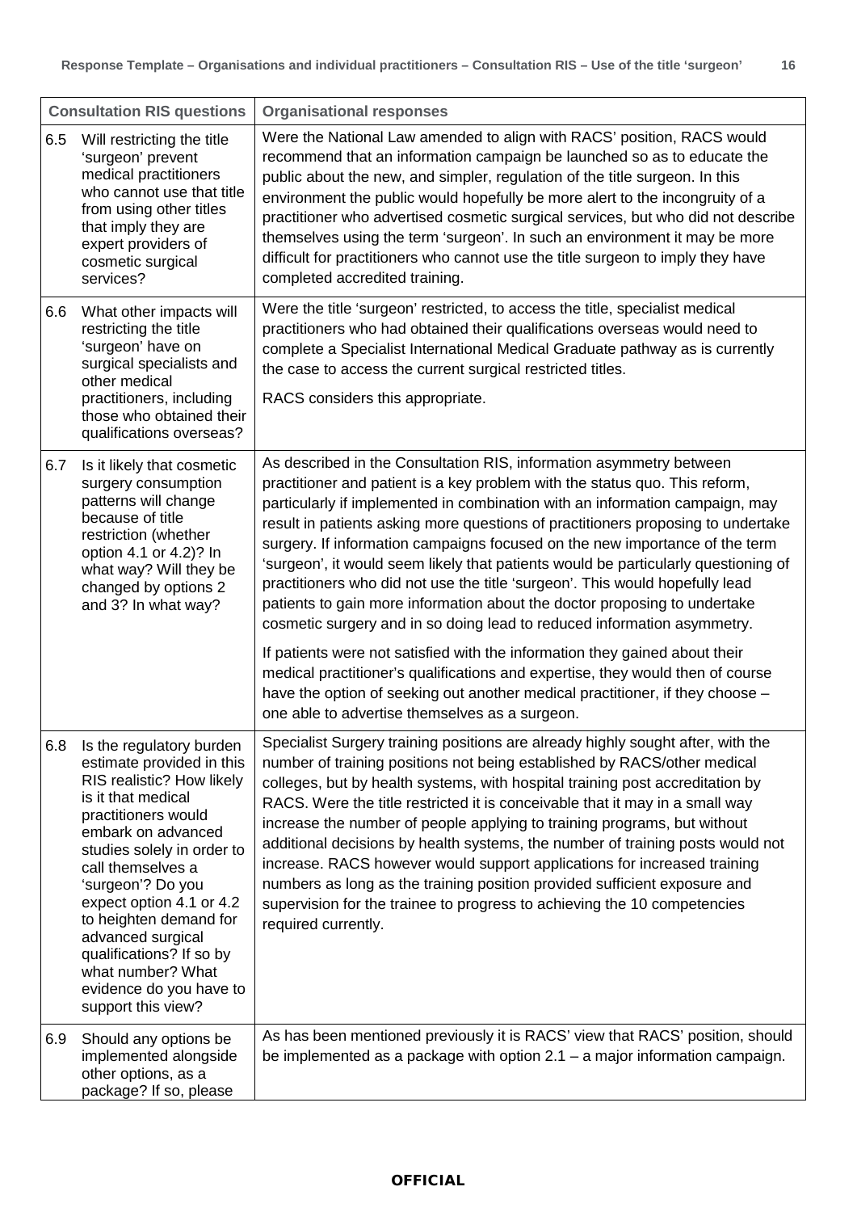| Consultation RIS questions | Organisational responses |
|---|---|
| 6.5 Will restricting the title 'surgeon' prevent medical practitioners who cannot use that title from using other titles that imply they are expert providers of cosmetic surgical services? | Were the National Law amended to align with RACS' position, RACS would recommend that an information campaign be launched so as to educate the public about the new, and simpler, regulation of the title surgeon. In this environment the public would hopefully be more alert to the incongruity of a practitioner who advertised cosmetic surgical services, but who did not describe themselves using the term 'surgeon'. In such an environment it may be more difficult for practitioners who cannot use the title surgeon to imply they have completed accredited training. |
| 6.6 What other impacts will restricting the title 'surgeon' have on surgical specialists and other medical practitioners, including those who obtained their qualifications overseas? | Were the title 'surgeon' restricted, to access the title, specialist medical practitioners who had obtained their qualifications overseas would need to complete a Specialist International Medical Graduate pathway as is currently the case to access the current surgical restricted titles.<br><br>RACS considers this appropriate. |
| 6.7 Is it likely that cosmetic surgery consumption patterns will change because of title restriction (whether option 4.1 or 4.2)? In what way? Will they be changed by options 2 and 3? In what way? | As described in the Consultation RIS, information asymmetry between practitioner and patient is a key problem with the status quo. This reform, particularly if implemented in combination with an information campaign, may result in patients asking more questions of practitioners proposing to undertake surgery. If information campaigns focused on the new importance of the term 'surgeon', it would seem likely that patients would be particularly questioning of practitioners who did not use the title 'surgeon'. This would hopefully lead patients to gain more information about the doctor proposing to undertake cosmetic surgery and in so doing lead to reduced information asymmetry.<br><br>If patients were not satisfied with the information they gained about their medical practitioner's qualifications and expertise, they would then of course have the option of seeking out another medical practitioner, if they choose – one able to advertise themselves as a surgeon. |
| 6.8 Is the regulatory burden estimate provided in this RIS realistic? How likely is it that medical practitioners would embark on advanced studies solely in order to call themselves a 'surgeon'? Do you expect option 4.1 or 4.2 to heighten demand for advanced surgical qualifications? If so by what number? What evidence do you have to support this view? | Specialist Surgery training positions are already highly sought after, with the number of training positions not being established by RACS/other medical colleges, but by health systems, with hospital training post accreditation by RACS. Were the title restricted it is conceivable that it may in a small way increase the number of people applying to training programs, but without additional decisions by health systems, the number of training posts would not increase. RACS however would support applications for increased training numbers as long as the training position provided sufficient exposure and supervision for the trainee to progress to achieving the 10 competencies required currently. |
| 6.9 Should any options be implemented alongside other options, as a package? If so, please | As has been mentioned previously it is RACS' view that RACS' position, should be implemented as a package with option 2.1 – a major information campaign. |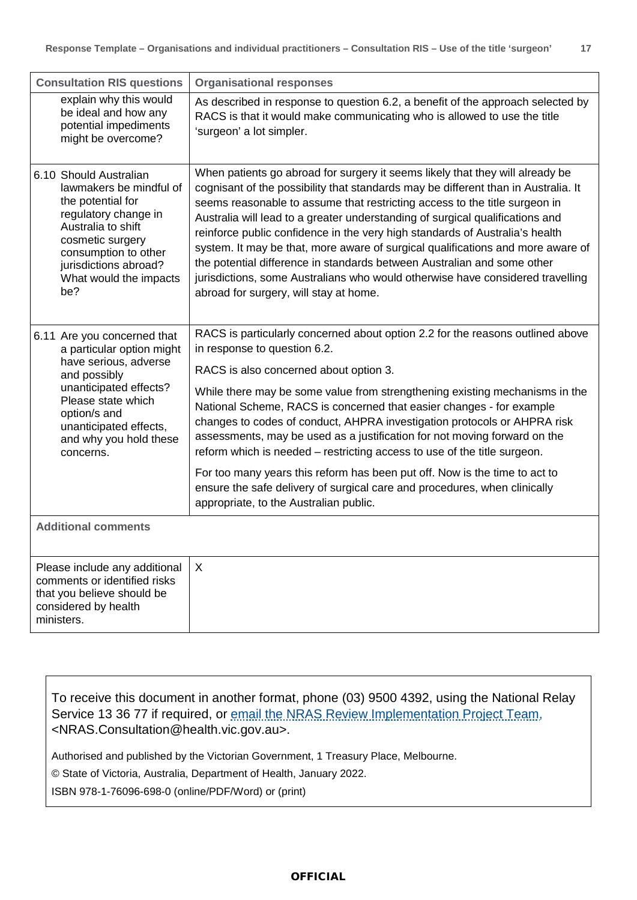| Consultation RIS questions | Organisational responses |
|---|---|
| explain why this would be ideal and how any potential impediments might be overcome? | As described in response to question 6.2, a benefit of the approach selected by RACS is that it would make communicating who is allowed to use the title 'surgeon' a lot simpler. |
| 6.10 Should Australian lawmakers be mindful of the potential for regulatory change in Australia to shift cosmetic surgery consumption to other jurisdictions abroad? What would the impacts be? | When patients go abroad for surgery it seems likely that they will already be cognisant of the possibility that standards may be different than in Australia. It seems reasonable to assume that restricting access to the title surgeon in Australia will lead to a greater understanding of surgical qualifications and reinforce public confidence in the very high standards of Australia's health system. It may be that, more aware of surgical qualifications and more aware of the potential difference in standards between Australian and some other jurisdictions, some Australians who would otherwise have considered travelling abroad for surgery, will stay at home. |
| 6.11 Are you concerned that a particular option might have serious, adverse and possibly unanticipated effects? Please state which option/s and unanticipated effects, and why you hold these concerns. | RACS is particularly concerned about option 2.2 for the reasons outlined above in response to question 6.2.<br><br>RACS is also concerned about option 3.<br><br>While there may be some value from strengthening existing mechanisms in the National Scheme, RACS is concerned that easier changes - for example changes to codes of conduct, AHPRA investigation protocols or AHPRA risk assessments, may be used as a justification for not moving forward on the reform which is needed – restricting access to use of the title surgeon.<br><br>For too many years this reform has been put off. Now is the time to act to ensure the safe delivery of surgical care and procedures, when clinically appropriate, to the Australian public. |
| **Additional comments** | |
| Please include any additional comments or identified risks that you believe should be considered by health ministers. | X |

To receive this document in another format, phone (03) 9500 4392, using the National Relay Service 13 36 77 if required, or [email the NRAS Review Implementation Project Team](mailto:NRAS.Consultation@health.vic.gov.au), <NRAS.Consultation@health.vic.gov.au>.

Authorised and published by the Victorian Government, 1 Treasury Place, Melbourne.

© State of Victoria, Australia, Department of Health, January 2022.

ISBN 978-1-76096-698-0 (online/PDF/Word) or (print)

**OFFICIAL**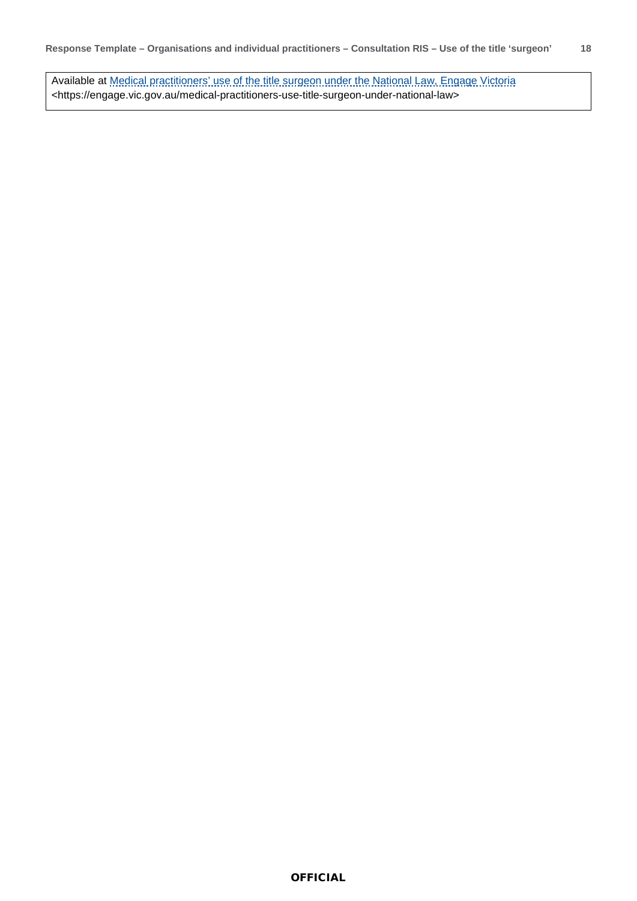Available at [Medical practitioners' use of the title surgeon under the National Law, Engage Victoria](https://engage.vic.gov.au/medical-practitioners-use-title-surgeon-under-national-law)
<https://engage.vic.gov.au/medical-practitioners-use-title-surgeon-under-national-law>

**OFFICIAL**